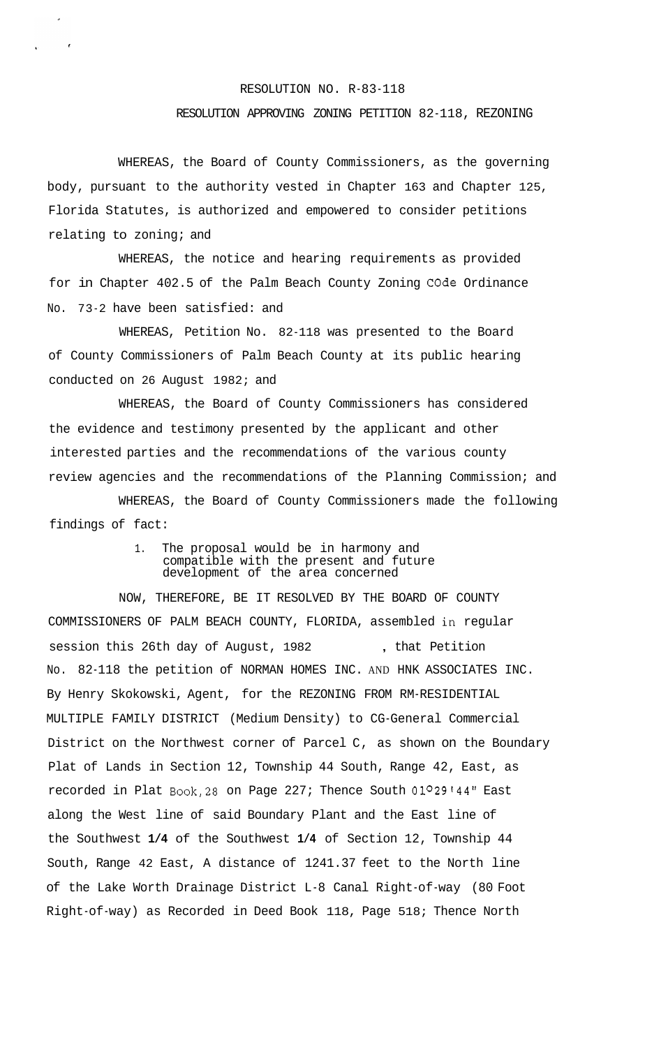RESOLUTION NO. R-83-118

RESOLUTION APPROVING ZONING PETITION 82-118, REZONING

WHEREAS, the Board of County Commissioners, as the governing body, pursuant to the authority vested in Chapter 163 and Chapter 125, Florida Statutes, is authorized and empowered to consider petitions relating to zoning; and

WHEREAS, the notice and hearing requirements as provided for in Chapter 402.5 of the Palm Beach County Zoning COde Ordinance No. 73-2 have been satisfied: and

WHEREAS, Petition No. 82-118 was presented to the Board of County Commissioners of Palm Beach County at its public hearing conducted on 26 August 1982; and

WHEREAS, the Board of County Commissioners has considered the evidence and testimony presented by the applicant and other interested parties and the recommendations of the various county review agencies and the recommendations of the Planning Commission; and

WHEREAS, the Board of County Commissioners made the following findings of fact:

1. The proposal would be in harmony and compatible with the present and future development of the area concerned

NOW, THEREFORE, BE IT RESOLVED BY THE BOARD OF COUNTY COMMISSIONERS OF PALM BEACH COUNTY, FLORIDA, assembled in regular session this 26th day of August, 1982 , that Petition No. 82-118 the petition of NORMAN HOMES INC. AND HNK ASSOCIATES INC. By Henry Skokowski, Agent, for the REZONING FROM RM-RESIDENTIAL MULTIPLE FAMILY DISTRICT (Medium Density) to CG-General Commercial District on the Northwest corner of Parcel C, as shown on the Boundary Plat of Lands in Section 12, Township 44 South, Range 42, East, as recorded in Plat Book, 28 on Page 227; Thence South 01°29'44" East along the West line of said Boundary Plant and the East line of the Southwest **1/4** of the Southwest **1/4** of Section 12, Township 44 South, Range 42 East, A distance of 1241.37 feet to the North line of the Lake Worth Drainage District L-8 Canal Right-of-way (80 Foot Right-of-way) as Recorded in Deed Book 118, Page 518; Thence North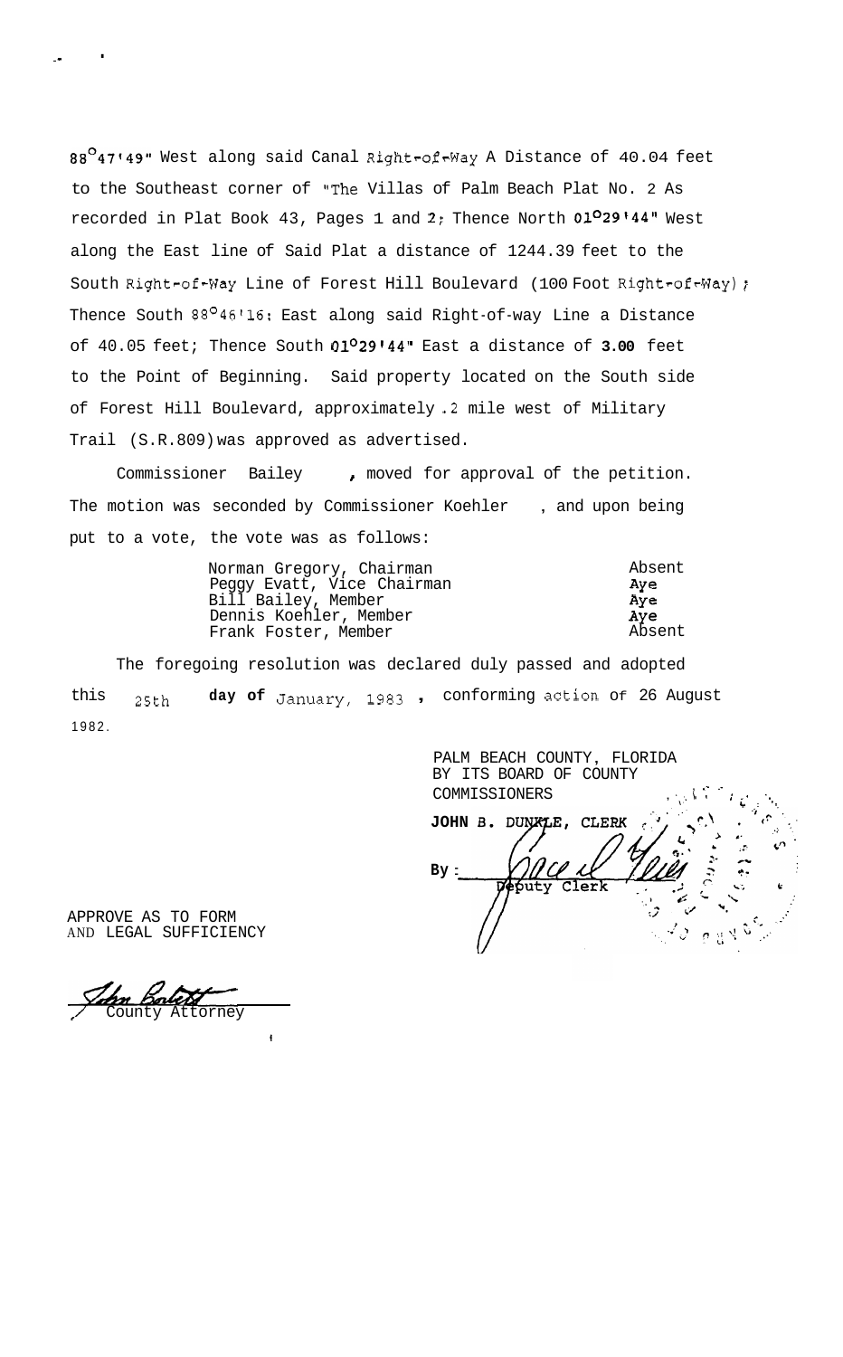88°47'49" West along said Canal Right-of-Way A Distance of 40.04 feet to the Southeast corner of "The Villas of Palm Beach Plat No. 2 As recorded in Plat Book 43, Pages 1 and 2; Thence North 01°29'44" West along the East line of Said Plat a distance of 1244.39 feet to the South Right-of-Way Line of Forest Hill Boulevard (100 Foot Right-of-Way); Thence South 88°46'16; East along said Right-of-way Line a Distance of 40.05 feet; Thence South 01°29'44" East a distance of 3.00 feet to the Point of Beginning. Said property located on the South side of Forest Hill Boulevard, approximately .2 mile west of Military Trail (S.R.809) was approved as advertised.

Commissioner Bailey, moved for approval of the petition. The motion was seconded by Commissioner Koehler, and upon being put to a vote, the vote was as follows:

| | |
|---|---|
| Norman Gregory, Chairman | Absent |
| Peggy Evatt, Vice Chairman | Aye |
| Bill Bailey, Member | Aye |
| Dennis Koehler, Member | Aye |
| Frank Foster, Member | Absent |

The foregoing resolution was declared duly passed and adopted this 25th day of January, 1983, conforming action of 26 August 1982.

PALM BEACH COUNTY, FLORIDA
BY ITS BOARD OF COUNTY COMMISSIONERS

JOHN B. DUNKLE, CLERK

By: ____________________
Deputy Clerk

APPROVE AS TO FORM
AND LEGAL SUFFICIENCY

____________________
County Attorney